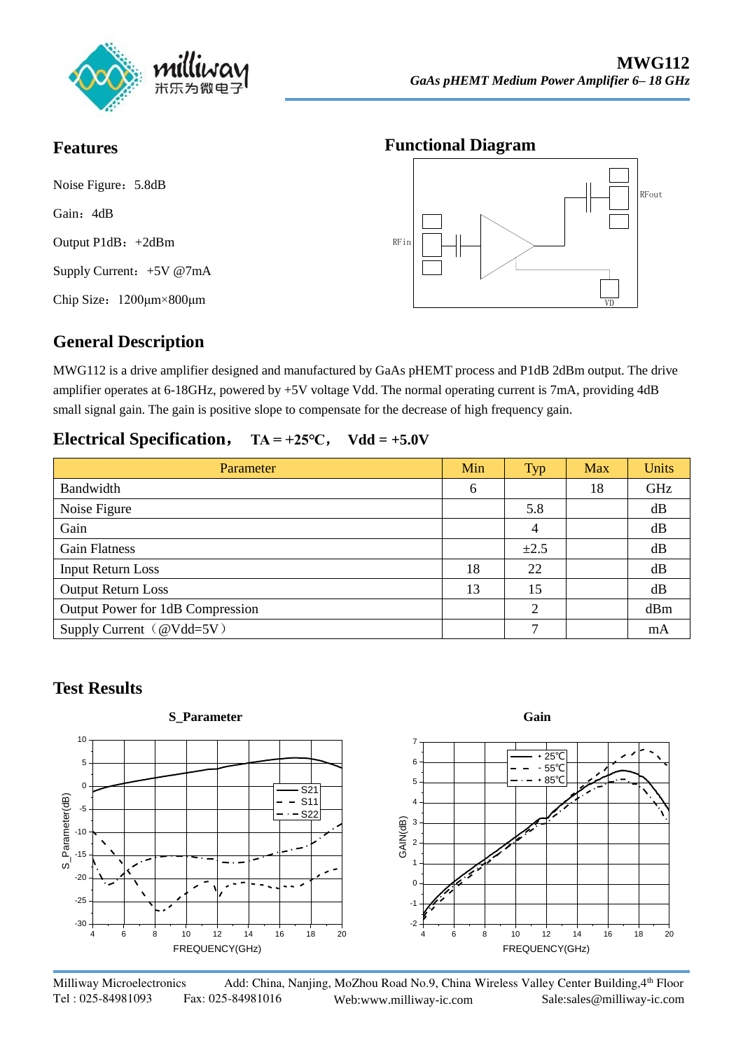**MWG112**

***GaAs pHEMT Medium Power Amplifier 6– 18 GHz***

## Features

Noise Figure：5.8dB

Gain：4dB

Output P1dB：+2dBm

Supply Current：+5V @7mA

Chip Size：1200μm×800μm

## Functional Diagram

RFin

RFout

VD

## General Description

MWG112 is a drive amplifier designed and manufactured by GaAs pHEMT process and P1dB 2dBm output. The drive amplifier operates at 6-18GHz, powered by +5V voltage Vdd. The normal operating current is 7mA, providing 4dB small signal gain. The gain is positive slope to compensate for the decrease of high frequency gain.

## Electrical Specification， TA = +25℃， Vdd = +5.0V

| Parameter | Min | Typ | Max | Units |
|---|---|---|---|---|
| Bandwidth | 6 | | 18 | GHz |
| Noise Figure | | 5.8 | | dB |
| Gain | | 4 | | dB |
| Gain Flatness | | ±2.5 | | dB |
| Input Return Loss | 18 | 22 | | dB |
| Output Return Loss | 13 | 15 | | dB |
| Output Power for 1dB Compression | | 2 | | dBm |
| Supply Current（@Vdd=5V） | | 7 | | mA |

## Test Results

**S_Parameter**

S_Parameter(dB)

10, 5, 0, -5, -10, -15, -20, -25, -30

S21

S11

S22

4, 6, 8, 10, 12, 14, 16, 18, 20

FREQUENCY(GHz)

**Gain**

GAIN(dB)

7, 6, 5, 4, 3, 2, 1, 0, -1, -2

+25℃

-55℃

+85℃

4, 6, 8, 10, 12, 14, 16, 18, 20

FREQUENCY(GHz)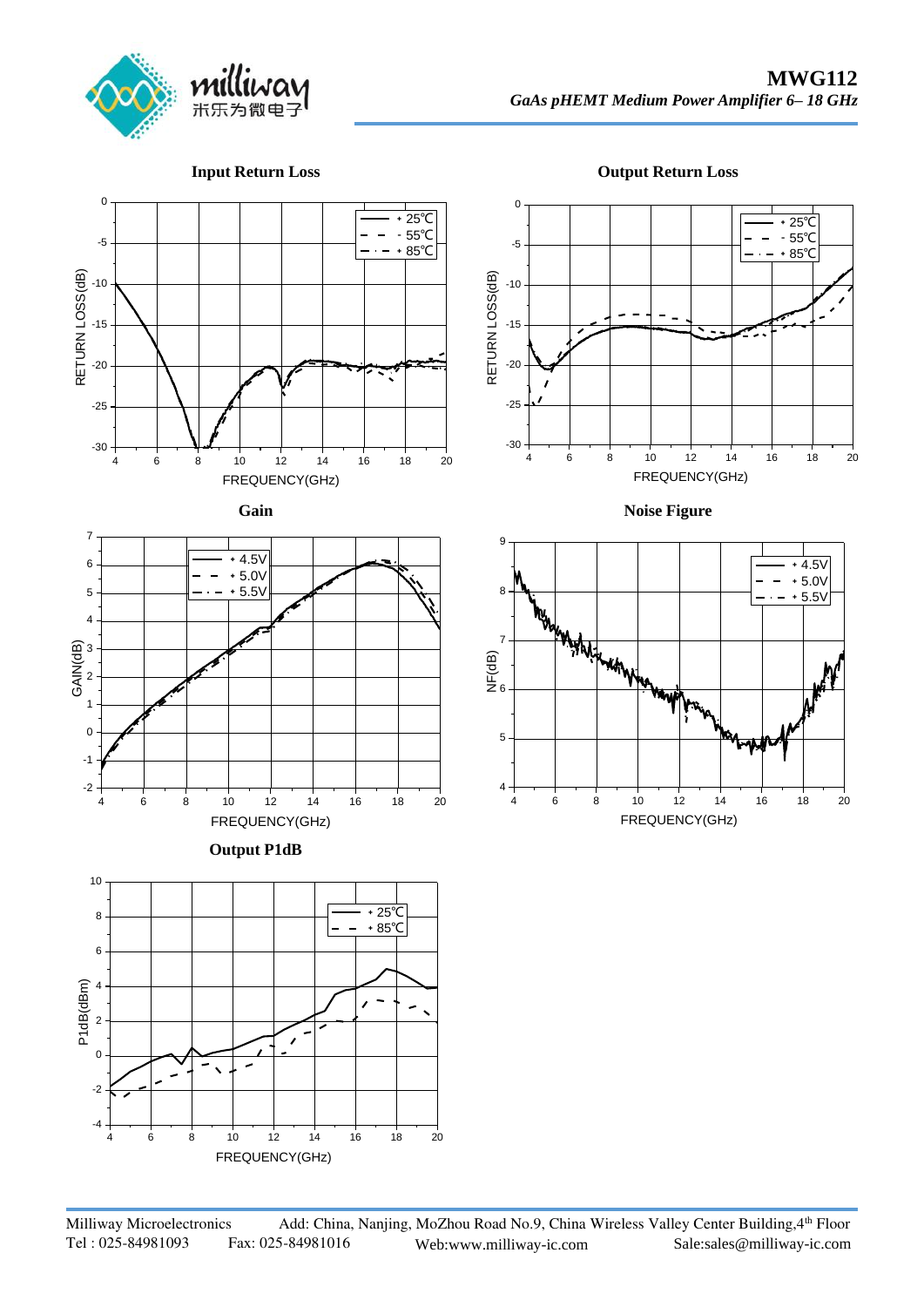## Input Return Loss

RETURN LOSS(dB)

0, -5, -10, -15, -20, -25, -30

4, 6, 8, 10, 12, 14, 16, 18, 20

FREQUENCY(GHz)

+25℃
-55℃
+85℃

## Output Return Loss

RETURN LOSS(dB)

0, -5, -10, -15, -20, -25, -30

4, 6, 8, 10, 12, 14, 16, 18, 20

FREQUENCY(GHz)

+25℃
-55℃
+85℃

## Gain

GAIN(dB)

7, 6, 5, 4, 3, 2, 1, 0, -1, -2

4, 6, 8, 10, 12, 14, 16, 18, 20

FREQUENCY(GHz)

+4.5V
+5.0V
+5.5V

## Noise Figure

NF(dB)

9, 8, 7, 6, 5, 4

4, 6, 8, 10, 12, 14, 16, 18, 20

FREQUENCY(GHz)

+4.5V
+5.0V
+5.5V

## Output P1dB

P1dB(dBm)

10, 8, 6, 4, 2, 0, -2, -4

4, 6, 8, 10, 12, 14, 16, 18, 20

FREQUENCY(GHz)

+25℃
+85℃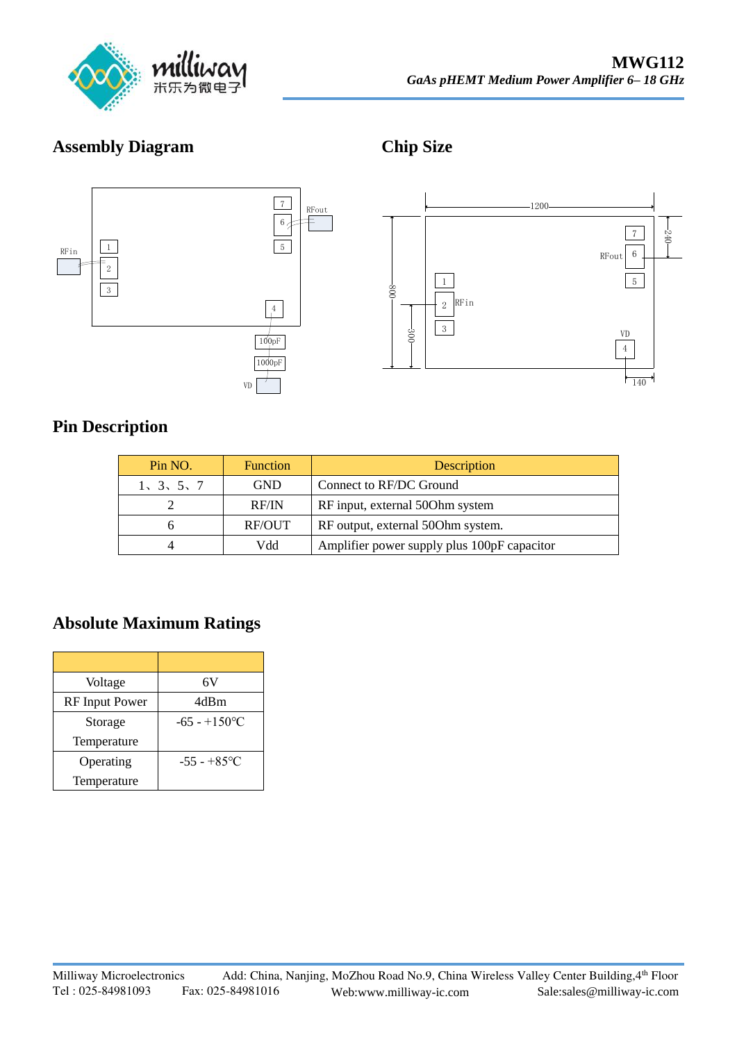## Assembly Diagram

## Chip Size

RFin
1
2
3
4
5
6
7
RFout
100pF
1000pF
VD

1200
240
800
300
140
RFout
RFin
VD

## Pin Description

| Pin NO. | Function | Description |
|---|---|---|
| 1、3、5、7 | GND | Connect to RF/DC Ground |
| 2 | RF/IN | RF input, external 50Ohm system |
| 6 | RF/OUT | RF output, external 50Ohm system. |
| 4 | Vdd | Amplifier power supply plus 100pF capacitor |

## Absolute Maximum Ratings

| | |
|---|---|
| Voltage | 6V |
| RF Input Power | 4dBm |
| Storage Temperature | -65 - +150°C |
| Operating Temperature | -55 - +85°C |